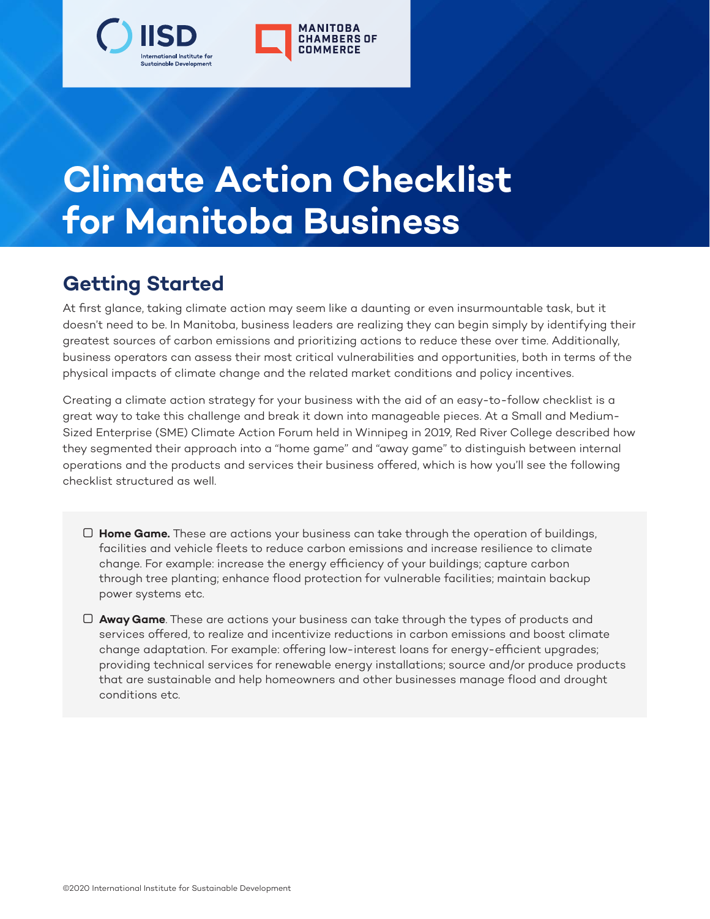# Climate Action Checklist for Manitoba Business

## Getting Started

At first glance, taking climate action may seem like a daunting or even insurmountable task, but it doesn't need to be. In Manitoba, business leaders are realizing they can begin simply by identifying their greatest sources of carbon emissions and prioritizing actions to reduce these over time. Additionally, business operators can assess their most critical vulnerabilities and opportunities, both in terms of the physical impacts of climate change and the related market conditions and policy incentives.

Creating a climate action strategy for your business with the aid of an easy-to-follow checklist is a great way to take this challenge and break it down into manageable pieces. At a Small and Medium-Sized Enterprise (SME) Climate Action Forum held in Winnipeg in 2019, Red River College described how they segmented their approach into a "home game" and "away game" to distinguish between internal operations and the products and services their business offered, which is how you'll see the following checklist structured as well.

- ☐ **Home Game.** These are actions your business can take through the operation of buildings, facilities and vehicle fleets to reduce carbon emissions and increase resilience to climate change. For example: increase the energy efficiency of your buildings; capture carbon through tree planting; enhance flood protection for vulnerable facilities; maintain backup power systems etc.

- ☐ **Away Game**. These are actions your business can take through the types of products and services offered, to realize and incentivize reductions in carbon emissions and boost climate change adaptation. For example: offering low-interest loans for energy-efficient upgrades; providing technical services for renewable energy installations; source and/or produce products that are sustainable and help homeowners and other businesses manage flood and drought conditions etc.

©2020 International Institute for Sustainable Development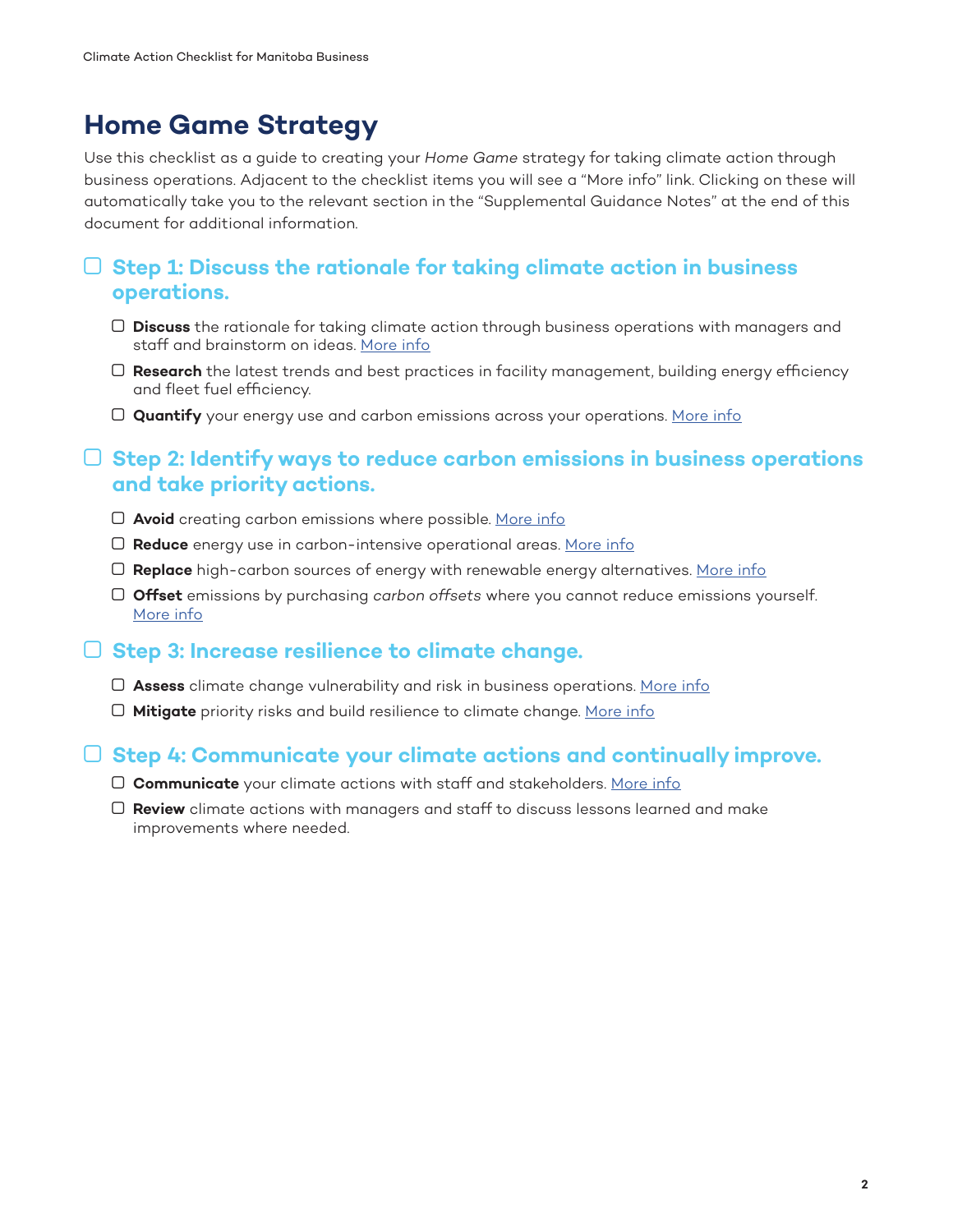# Home Game Strategy

Use this checklist as a guide to creating your *Home Game* strategy for taking climate action through business operations. Adjacent to the checklist items you will see a "More info" link. Clicking on these will automatically take you to the relevant section in the "Supplemental Guidance Notes" at the end of this document for additional information.

## ☐ Step 1: Discuss the rationale for taking climate action in business operations.

- ☐ **Discuss** the rationale for taking climate action through business operations with managers and staff and brainstorm on ideas. More info
- ☐ **Research** the latest trends and best practices in facility management, building energy efficiency and fleet fuel efficiency.
- ☐ **Quantify** your energy use and carbon emissions across your operations. More info

## ☐ Step 2: Identify ways to reduce carbon emissions in business operations and take priority actions.

- ☐ **Avoid** creating carbon emissions where possible. More info
- ☐ **Reduce** energy use in carbon-intensive operational areas. More info
- ☐ **Replace** high-carbon sources of energy with renewable energy alternatives. More info
- ☐ **Offset** emissions by purchasing *carbon offsets* where you cannot reduce emissions yourself. More info

## ☐ Step 3: Increase resilience to climate change.

- ☐ **Assess** climate change vulnerability and risk in business operations. More info
- ☐ **Mitigate** priority risks and build resilience to climate change. More info

## ☐ Step 4: Communicate your climate actions and continually improve.

- ☐ **Communicate** your climate actions with staff and stakeholders. More info
- ☐ **Review** climate actions with managers and staff to discuss lessons learned and make improvements where needed.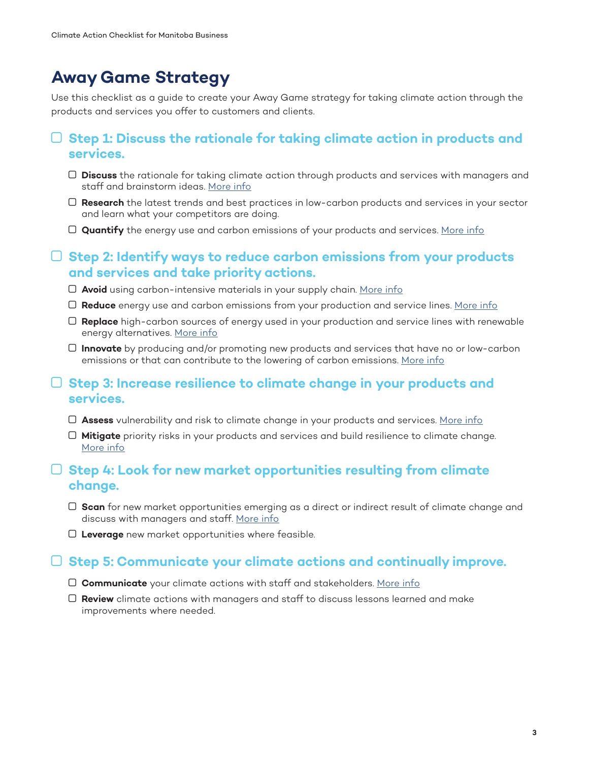# Away Game Strategy

Use this checklist as a guide to create your Away Game strategy for taking climate action through the products and services you offer to customers and clients.

## ☐ Step 1: Discuss the rationale for taking climate action in products and services.

- ☐ **Discuss** the rationale for taking climate action through products and services with managers and staff and brainstorm ideas. More info
- ☐ **Research** the latest trends and best practices in low-carbon products and services in your sector and learn what your competitors are doing.
- ☐ **Quantify** the energy use and carbon emissions of your products and services. More info

## ☐ Step 2: Identify ways to reduce carbon emissions from your products and services and take priority actions.

- ☐ **Avoid** using carbon-intensive materials in your supply chain. More info
- ☐ **Reduce** energy use and carbon emissions from your production and service lines. More info
- ☐ **Replace** high-carbon sources of energy used in your production and service lines with renewable energy alternatives. More info
- ☐ **Innovate** by producing and/or promoting new products and services that have no or low-carbon emissions or that can contribute to the lowering of carbon emissions. More info

## ☐ Step 3: Increase resilience to climate change in your products and services.

- ☐ **Assess** vulnerability and risk to climate change in your products and services. More info
- ☐ **Mitigate** priority risks in your products and services and build resilience to climate change. More info

## ☐ Step 4: Look for new market opportunities resulting from climate change.

- ☐ **Scan** for new market opportunities emerging as a direct or indirect result of climate change and discuss with managers and staff. More info
- ☐ **Leverage** new market opportunities where feasible.

## ☐ Step 5: Communicate your climate actions and continually improve.

- ☐ **Communicate** your climate actions with staff and stakeholders. More info
- ☐ **Review** climate actions with managers and staff to discuss lessons learned and make improvements where needed.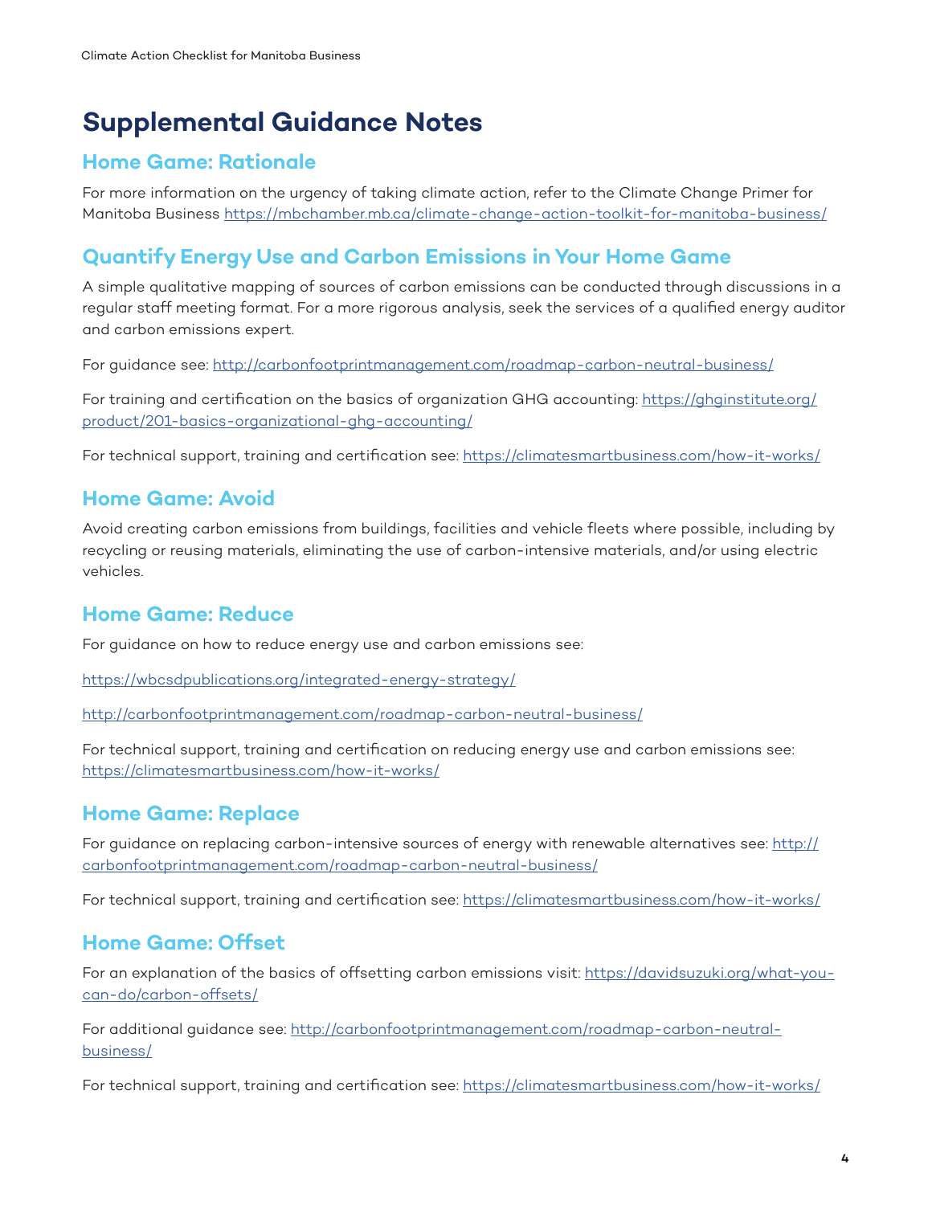# Supplemental Guidance Notes

## Home Game: Rationale

For more information on the urgency of taking climate action, refer to the Climate Change Primer for Manitoba Business https://mbchamber.mb.ca/climate-change-action-toolkit-for-manitoba-business/

## Quantify Energy Use and Carbon Emissions in Your Home Game

A simple qualitative mapping of sources of carbon emissions can be conducted through discussions in a regular staff meeting format. For a more rigorous analysis, seek the services of a qualified energy auditor and carbon emissions expert.

For guidance see: http://carbonfootprintmanagement.com/roadmap-carbon-neutral-business/

For training and certification on the basics of organization GHG accounting: https://ghginstitute.org/product/201-basics-organizational-ghg-accounting/

For technical support, training and certification see: https://climatesmartbusiness.com/how-it-works/

## Home Game: Avoid

Avoid creating carbon emissions from buildings, facilities and vehicle fleets where possible, including by recycling or reusing materials, eliminating the use of carbon-intensive materials, and/or using electric vehicles.

## Home Game: Reduce

For guidance on how to reduce energy use and carbon emissions see:

https://wbcsdpublications.org/integrated-energy-strategy/

http://carbonfootprintmanagement.com/roadmap-carbon-neutral-business/

For technical support, training and certification on reducing energy use and carbon emissions see: https://climatesmartbusiness.com/how-it-works/

## Home Game: Replace

For guidance on replacing carbon-intensive sources of energy with renewable alternatives see: http://carbonfootprintmanagement.com/roadmap-carbon-neutral-business/

For technical support, training and certification see: https://climatesmartbusiness.com/how-it-works/

## Home Game: Offset

For an explanation of the basics of offsetting carbon emissions visit: https://davidsuzuki.org/what-you-can-do/carbon-offsets/

For additional guidance see: http://carbonfootprintmanagement.com/roadmap-carbon-neutral-business/

For technical support, training and certification see: https://climatesmartbusiness.com/how-it-works/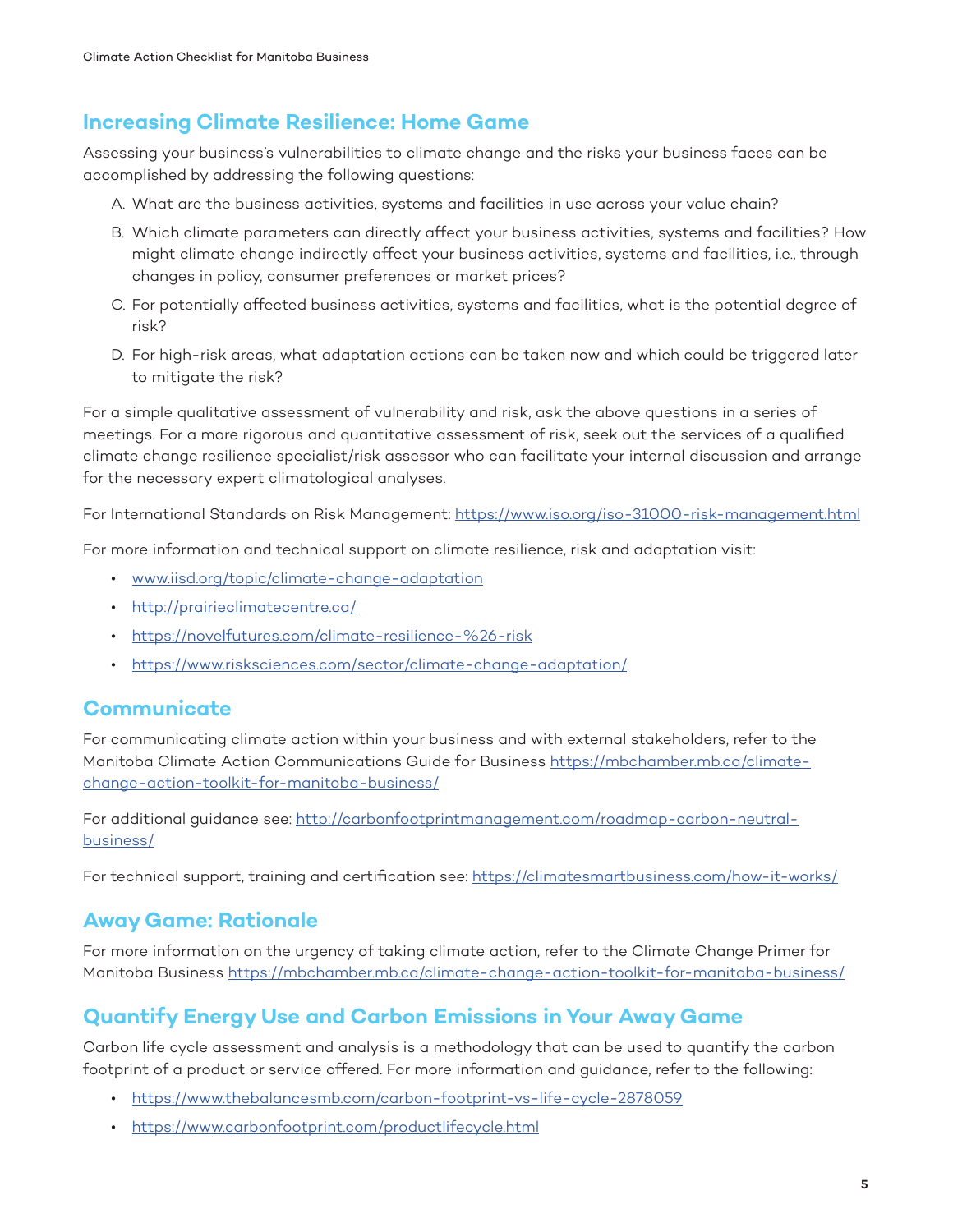## Increasing Climate Resilience: Home Game

Assessing your business's vulnerabilities to climate change and the risks your business faces can be accomplished by addressing the following questions:

A. What are the business activities, systems and facilities in use across your value chain?

B. Which climate parameters can directly affect your business activities, systems and facilities? How might climate change indirectly affect your business activities, systems and facilities, i.e., through changes in policy, consumer preferences or market prices?

C. For potentially affected business activities, systems and facilities, what is the potential degree of risk?

D. For high-risk areas, what adaptation actions can be taken now and which could be triggered later to mitigate the risk?

For a simple qualitative assessment of vulnerability and risk, ask the above questions in a series of meetings. For a more rigorous and quantitative assessment of risk, seek out the services of a qualified climate change resilience specialist/risk assessor who can facilitate your internal discussion and arrange for the necessary expert climatological analyses.

For International Standards on Risk Management: https://www.iso.org/iso-31000-risk-management.html

For more information and technical support on climate resilience, risk and adaptation visit:

- www.iisd.org/topic/climate-change-adaptation
- http://prairieclimatecentre.ca/
- https://novelfutures.com/climate-resilience-%26-risk
- https://www.risksciences.com/sector/climate-change-adaptation/

## Communicate

For communicating climate action within your business and with external stakeholders, refer to the Manitoba Climate Action Communications Guide for Business https://mbchamber.mb.ca/climate-change-action-toolkit-for-manitoba-business/

For additional guidance see: http://carbonfootprintmanagement.com/roadmap-carbon-neutral-business/

For technical support, training and certification see: https://climatesmartbusiness.com/how-it-works/

## Away Game: Rationale

For more information on the urgency of taking climate action, refer to the Climate Change Primer for Manitoba Business https://mbchamber.mb.ca/climate-change-action-toolkit-for-manitoba-business/

## Quantify Energy Use and Carbon Emissions in Your Away Game

Carbon life cycle assessment and analysis is a methodology that can be used to quantify the carbon footprint of a product or service offered. For more information and guidance, refer to the following:

- https://www.thebalancesmb.com/carbon-footprint-vs-life-cycle-2878059
- https://www.carbonfootprint.com/productlifecycle.html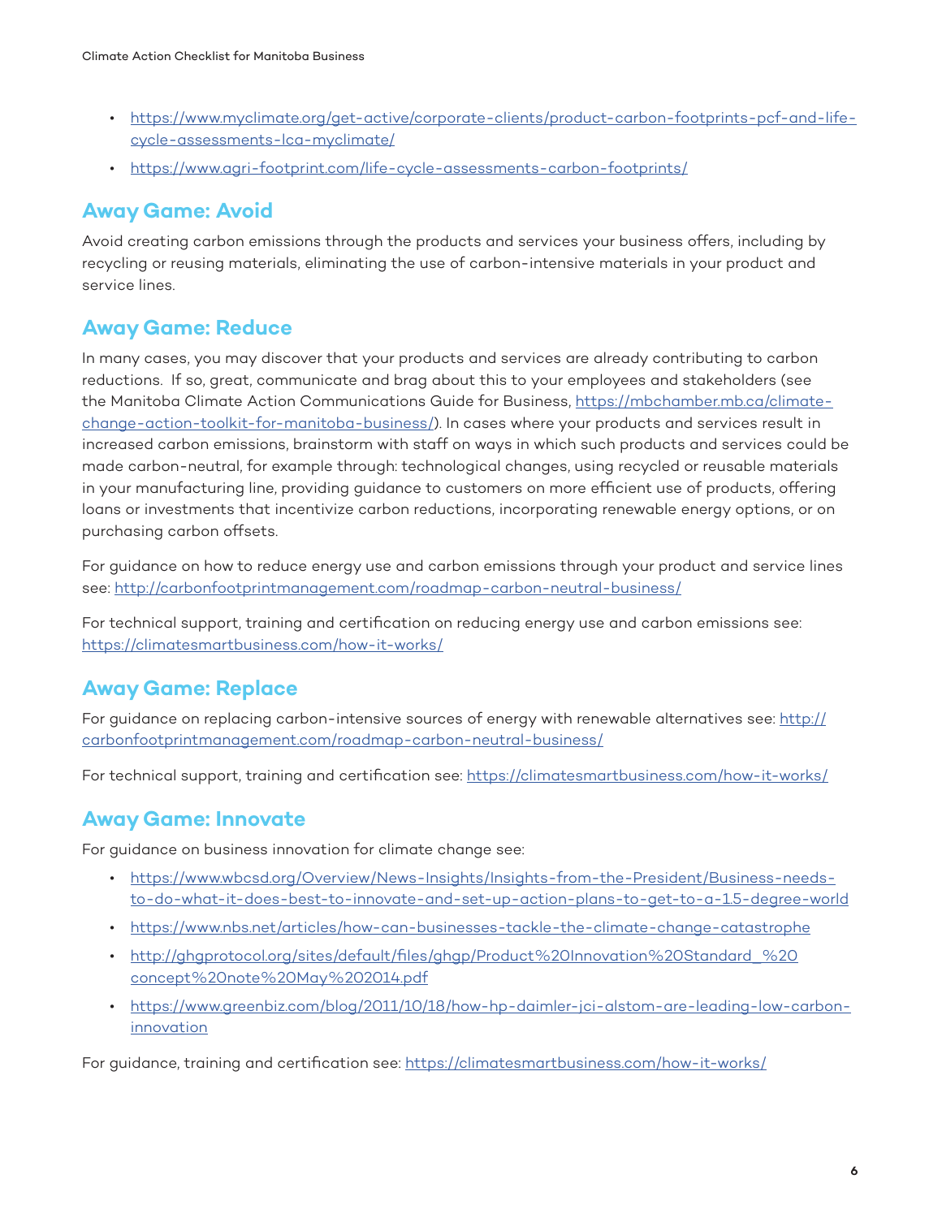- https://www.myclimate.org/get-active/corporate-clients/product-carbon-footprints-pcf-and-life-cycle-assessments-lca-myclimate/
- https://www.agri-footprint.com/life-cycle-assessments-carbon-footprints/

## Away Game: Avoid

Avoid creating carbon emissions through the products and services your business offers, including by recycling or reusing materials, eliminating the use of carbon-intensive materials in your product and service lines.

## Away Game: Reduce

In many cases, you may discover that your products and services are already contributing to carbon reductions. If so, great, communicate and brag about this to your employees and stakeholders (see the Manitoba Climate Action Communications Guide for Business, https://mbchamber.mb.ca/climate-change-action-toolkit-for-manitoba-business/). In cases where your products and services result in increased carbon emissions, brainstorm with staff on ways in which such products and services could be made carbon-neutral, for example through: technological changes, using recycled or reusable materials in your manufacturing line, providing guidance to customers on more efficient use of products, offering loans or investments that incentivize carbon reductions, incorporating renewable energy options, or on purchasing carbon offsets.

For guidance on how to reduce energy use and carbon emissions through your product and service lines see: http://carbonfootprintmanagement.com/roadmap-carbon-neutral-business/

For technical support, training and certification on reducing energy use and carbon emissions see: https://climatesmartbusiness.com/how-it-works/

## Away Game: Replace

For guidance on replacing carbon-intensive sources of energy with renewable alternatives see: http://carbonfootprintmanagement.com/roadmap-carbon-neutral-business/

For technical support, training and certification see: https://climatesmartbusiness.com/how-it-works/

## Away Game: Innovate

For guidance on business innovation for climate change see:

- https://www.wbcsd.org/Overview/News-Insights/Insights-from-the-President/Business-needs-to-do-what-it-does-best-to-innovate-and-set-up-action-plans-to-get-to-a-1.5-degree-world
- https://www.nbs.net/articles/how-can-businesses-tackle-the-climate-change-catastrophe
- http://ghgprotocol.org/sites/default/files/ghgp/Product%20Innovation%20Standard_%20concept%20note%20May%202014.pdf
- https://www.greenbiz.com/blog/2011/10/18/how-hp-daimler-jci-alstom-are-leading-low-carbon-innovation

For guidance, training and certification see: https://climatesmartbusiness.com/how-it-works/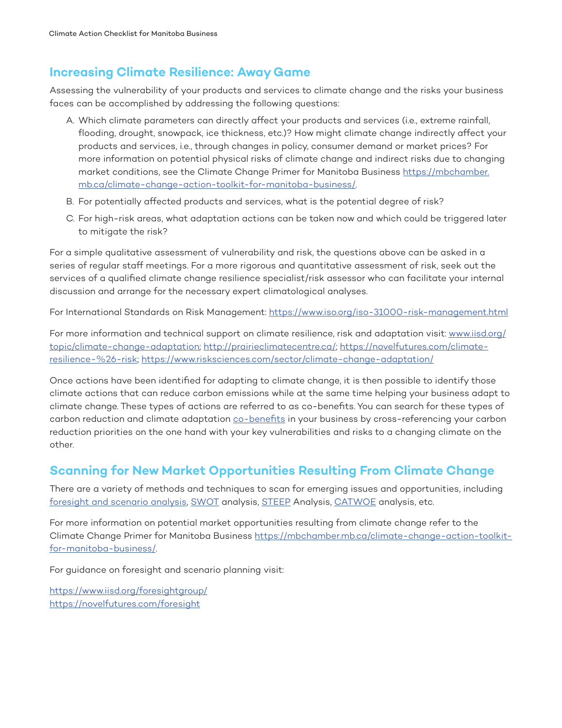## Increasing Climate Resilience: Away Game

Assessing the vulnerability of your products and services to climate change and the risks your business faces can be accomplished by addressing the following questions:

A. Which climate parameters can directly affect your products and services (i.e., extreme rainfall, flooding, drought, snowpack, ice thickness, etc.)? How might climate change indirectly affect your products and services, i.e., through changes in policy, consumer demand or market prices? For more information on potential physical risks of climate change and indirect risks due to changing market conditions, see the Climate Change Primer for Manitoba Business https://mbchamber.mb.ca/climate-change-action-toolkit-for-manitoba-business/.

B. For potentially affected products and services, what is the potential degree of risk?

C. For high-risk areas, what adaptation actions can be taken now and which could be triggered later to mitigate the risk?

For a simple qualitative assessment of vulnerability and risk, the questions above can be asked in a series of regular staff meetings. For a more rigorous and quantitative assessment of risk, seek out the services of a qualified climate change resilience specialist/risk assessor who can facilitate your internal discussion and arrange for the necessary expert climatological analyses.

For International Standards on Risk Management: https://www.iso.org/iso-31000-risk-management.html

For more information and technical support on climate resilience, risk and adaptation visit: www.iisd.org/topic/climate-change-adaptation; http://prairieclimatecentre.ca/; https://novelfutures.com/climate-resilience-%26-risk; https://www.risksciences.com/sector/climate-change-adaptation/

Once actions have been identified for adapting to climate change, it is then possible to identify those climate actions that can reduce carbon emissions while at the same time helping your business adapt to climate change. These types of actions are referred to as co-benefits. You can search for these types of carbon reduction and climate adaptation co-benefits in your business by cross-referencing your carbon reduction priorities on the one hand with your key vulnerabilities and risks to a changing climate on the other.

## Scanning for New Market Opportunities Resulting From Climate Change

There are a variety of methods and techniques to scan for emerging issues and opportunities, including foresight and scenario analysis, SWOT analysis, STEEP Analysis, CATWOE analysis, etc.

For more information on potential market opportunities resulting from climate change refer to the Climate Change Primer for Manitoba Business https://mbchamber.mb.ca/climate-change-action-toolkit-for-manitoba-business/.

For guidance on foresight and scenario planning visit:

https://www.iisd.org/foresightgroup/
https://novelfutures.com/foresight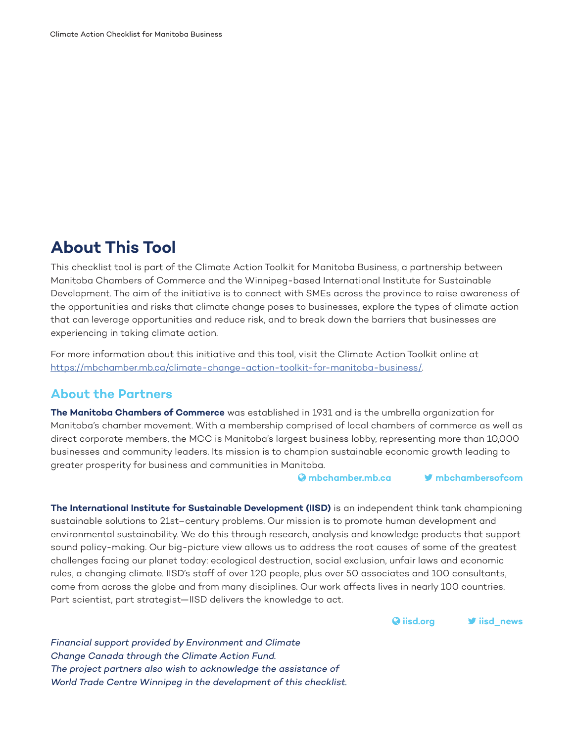# About This Tool

This checklist tool is part of the Climate Action Toolkit for Manitoba Business, a partnership between Manitoba Chambers of Commerce and the Winnipeg-based International Institute for Sustainable Development. The aim of the initiative is to connect with SMEs across the province to raise awareness of the opportunities and risks that climate change poses to businesses, explore the types of climate action that can leverage opportunities and reduce risk, and to break down the barriers that businesses are experiencing in taking climate action.

For more information about this initiative and this tool, visit the Climate Action Toolkit online at https://mbchamber.mb.ca/climate-change-action-toolkit-for-manitoba-business/.

## About the Partners

**The Manitoba Chambers of Commerce** was established in 1931 and is the umbrella organization for Manitoba's chamber movement. With a membership comprised of local chambers of commerce as well as direct corporate members, the MCC is Manitoba's largest business lobby, representing more than 10,000 businesses and community leaders. Its mission is to champion sustainable economic growth leading to greater prosperity for business and communities in Manitoba.

**mbchamber.mb.ca** **mbchambersofcom**

**The International Institute for Sustainable Development (IISD)** is an independent think tank championing sustainable solutions to 21st–century problems. Our mission is to promote human development and environmental sustainability. We do this through research, analysis and knowledge products that support sound policy-making. Our big-picture view allows us to address the root causes of some of the greatest challenges facing our planet today: ecological destruction, social exclusion, unfair laws and economic rules, a changing climate. IISD's staff of over 120 people, plus over 50 associates and 100 consultants, come from across the globe and from many disciplines. Our work affects lives in nearly 100 countries. Part scientist, part strategist—IISD delivers the knowledge to act.

**iisd.org** **iisd_news**

*Financial support provided by Environment and Climate Change Canada through the Climate Action Fund.*
*The project partners also wish to acknowledge the assistance of World Trade Centre Winnipeg in the development of this checklist.*